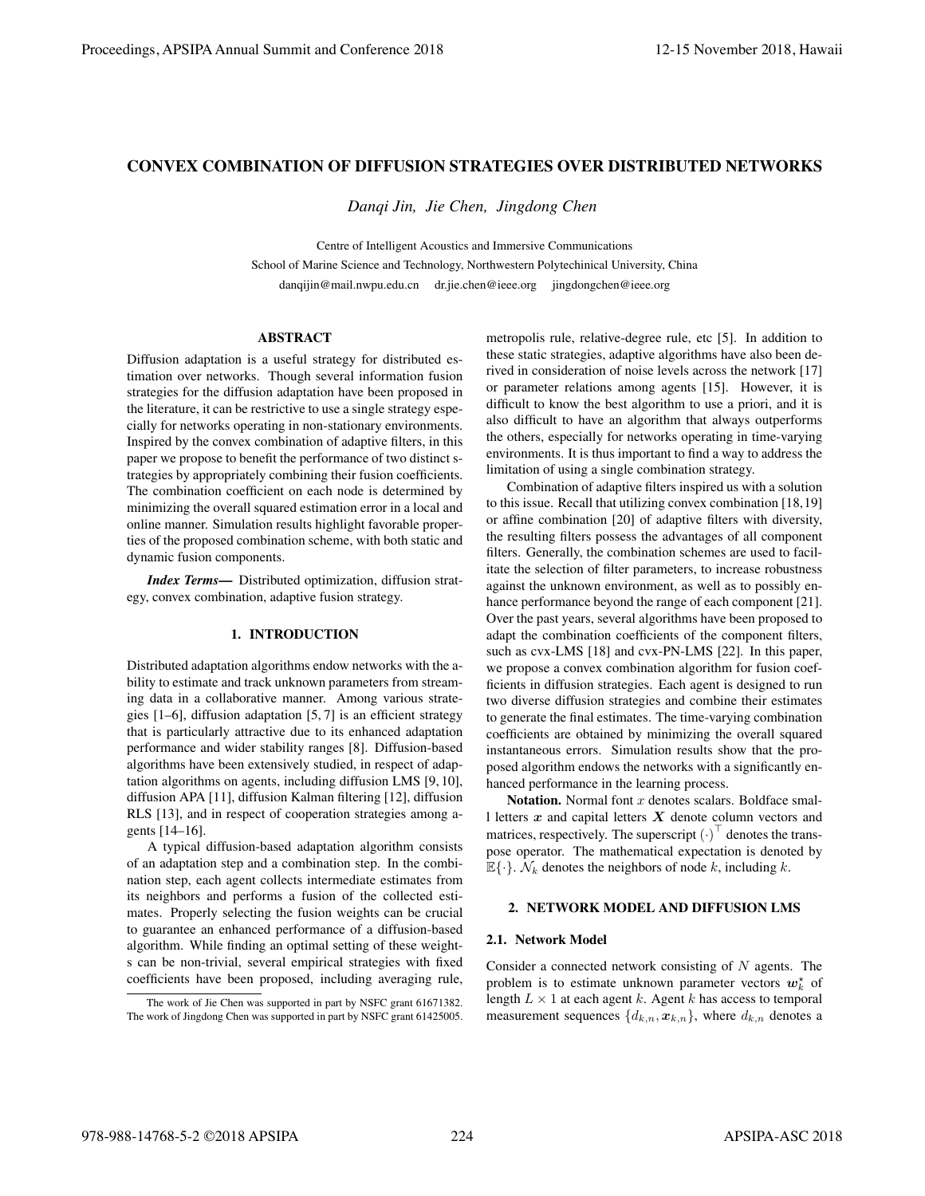# CONVEX COMBINATION OF DIFFUSION STRATEGIES OVER DISTRIBUTED NETWORKS

*Danqi Jin, Jie Chen, Jingdong Chen*

Centre of Intelligent Acoustics and Immersive Communications
School of Marine Science and Technology, Northwestern Polytechinical University, China
danqijin@mail.nwpu.edu.cn dr.jie.chen@ieee.org jingdongchen@ieee.org

## ABSTRACT

Diffusion adaptation is a useful strategy for distributed estimation over networks. Though several information fusion strategies for the diffusion adaptation have been proposed in the literature, it can be restrictive to use a single strategy especially for networks operating in non-stationary environments. Inspired by the convex combination of adaptive filters, in this paper we propose to benefit the performance of two distinct strategies by appropriately combining their fusion coefficients. The combination coefficient on each node is determined by minimizing the overall squared estimation error in a local and online manner. Simulation results highlight favorable properties of the proposed combination scheme, with both static and dynamic fusion components.

***Index Terms*—** Distributed optimization, diffusion strategy, convex combination, adaptive fusion strategy.

## 1. INTRODUCTION

Distributed adaptation algorithms endow networks with the ability to estimate and track unknown parameters from streaming data in a collaborative manner. Among various strategies [1–6], diffusion adaptation [5, 7] is an efficient strategy that is particularly attractive due to its enhanced adaptation performance and wider stability ranges [8]. Diffusion-based algorithms have been extensively studied, in respect of adaptation algorithms on agents, including diffusion LMS [9, 10], diffusion APA [11], diffusion Kalman filtering [12], diffusion RLS [13], and in respect of cooperation strategies among agents [14–16].

A typical diffusion-based adaptation algorithm consists of an adaptation step and a combination step. In the combination step, each agent collects intermediate estimates from its neighbors and performs a fusion of the collected estimates. Properly selecting the fusion weights can be crucial to guarantee an enhanced performance of a diffusion-based algorithm. While finding an optimal setting of these weights can be non-trivial, several empirical strategies with fixed coefficients have been proposed, including averaging rule, metropolis rule, relative-degree rule, etc [5]. In addition to these static strategies, adaptive algorithms have also been derived in consideration of noise levels across the network [17] or parameter relations among agents [15]. However, it is difficult to know the best algorithm to use a priori, and it is also difficult to have an algorithm that always outperforms the others, especially for networks operating in time-varying environments. It is thus important to find a way to address the limitation of using a single combination strategy.

Combination of adaptive filters inspired us with a solution to this issue. Recall that utilizing convex combination [18,19] or affine combination [20] of adaptive filters with diversity, the resulting filters possess the advantages of all component filters. Generally, the combination schemes are used to facilitate the selection of filter parameters, to increase robustness against the unknown environment, as well as to possibly enhance performance beyond the range of each component [21]. Over the past years, several algorithms have been proposed to adapt the combination coefficients of the component filters, such as cvx-LMS [18] and cvx-PN-LMS [22]. In this paper, we propose a convex combination algorithm for fusion coefficients in diffusion strategies. Each agent is designed to run two diverse diffusion strategies and combine their estimates to generate the final estimates. The time-varying combination coefficients are obtained by minimizing the overall squared instantaneous errors. Simulation results show that the proposed algorithm endows the networks with a significantly enhanced performance in the learning process.

**Notation.** Normal font $x$ denotes scalars. Boldface small letters $\boldsymbol{x}$ and capital letters $\boldsymbol{X}$ denote column vectors and matrices, respectively. The superscript $(\cdot)^\top$ denotes the transpose operator. The mathematical expectation is denoted by $\mathbb{E}\{\cdot\}$. $\mathcal{N}_k$ denotes the neighbors of node $k$, including $k$.

## 2. NETWORK MODEL AND DIFFUSION LMS

### 2.1. Network Model

Consider a connected network consisting of $N$ agents. The problem is to estimate unknown parameter vectors $\boldsymbol{w}_k^\star$ of length $L \times 1$ at each agent $k$. Agent $k$ has access to temporal measurement sequences $\{d_{k,n}, \boldsymbol{x}_{k,n}\}$, where $d_{k,n}$ denotes a

The work of Jie Chen was supported in part by NSFC grant 61671382. The work of Jingdong Chen was supported in part by NSFC grant 61425005.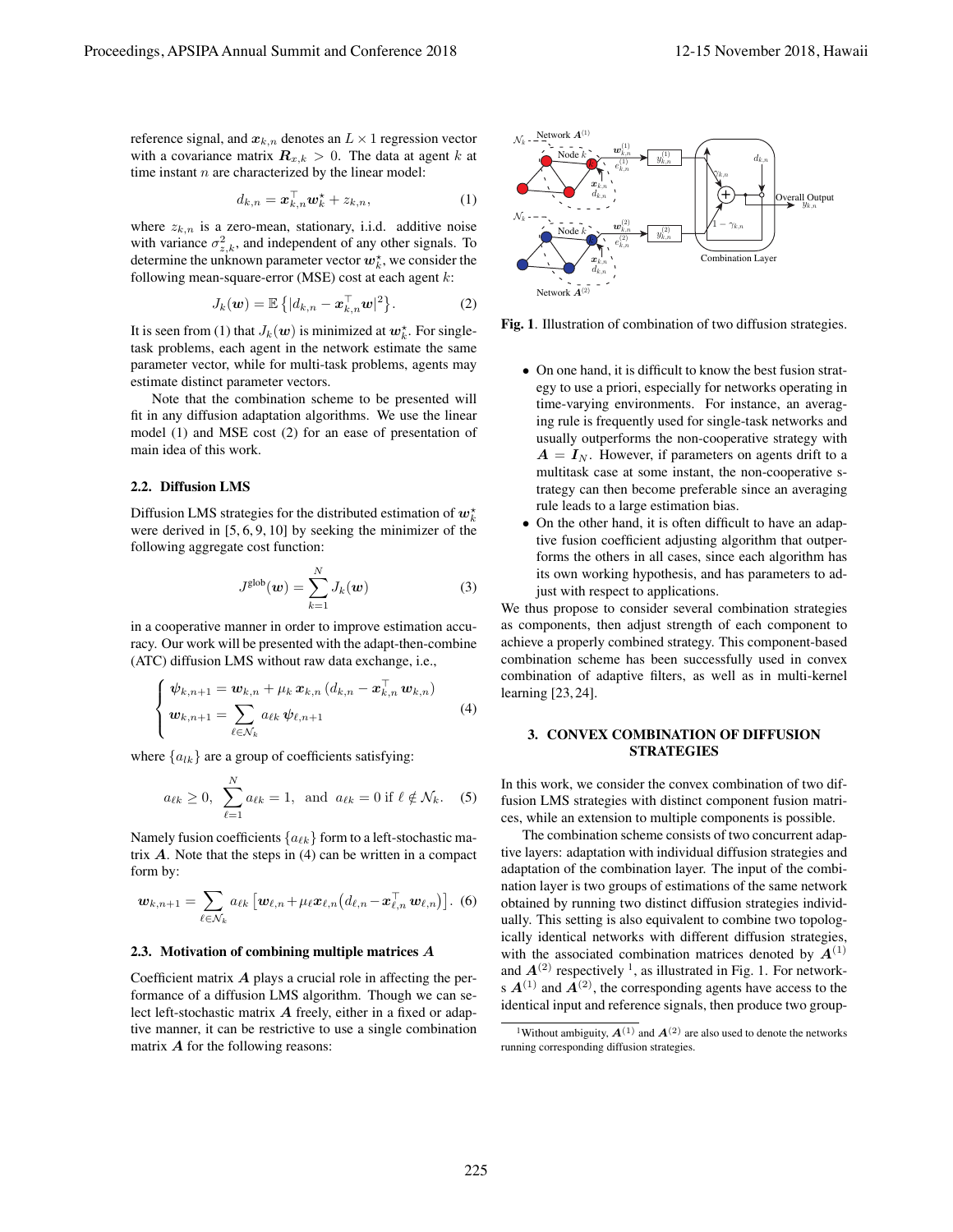reference signal, and $\boldsymbol{x}_{k,n}$ denotes an $L \times 1$ regression vector with a covariance matrix $\boldsymbol{R}_{x,k} > 0$. The data at agent $k$ at time instant $n$ are characterized by the linear model:

$$d_{k,n} = \boldsymbol{x}_{k,n}^\top \boldsymbol{w}_k^\star + z_{k,n}, \tag{1}$$

where $z_{k,n}$ is a zero-mean, stationary, i.i.d. additive noise with variance $\sigma_{z,k}^2$, and independent of any other signals. To determine the unknown parameter vector $\boldsymbol{w}_k^\star$, we consider the following mean-square-error (MSE) cost at each agent $k$:

$$J_k(\boldsymbol{w}) = \mathbb{E}\left\{|d_{k,n} - \boldsymbol{x}_{k,n}^\top \boldsymbol{w}|^2\right\}. \tag{2}$$

It is seen from (1) that $J_k(\boldsymbol{w})$ is minimized at $\boldsymbol{w}_k^\star$. For single-task problems, each agent in the network estimate the same parameter vector, while for multi-task problems, agents may estimate distinct parameter vectors.

Note that the combination scheme to be presented will fit in any diffusion adaptation algorithms. We use the linear model (1) and MSE cost (2) for an ease of presentation of main idea of this work.

### 2.2. Diffusion LMS

Diffusion LMS strategies for the distributed estimation of $\boldsymbol{w}_k^\star$ were derived in [5, 6, 9, 10] by seeking the minimizer of the following aggregate cost function:

$$J^{\text{glob}}(\boldsymbol{w}) = \sum_{k=1}^{N} J_k(\boldsymbol{w}) \tag{3}$$

in a cooperative manner in order to improve estimation accuracy. Our work will be presented with the adapt-then-combine (ATC) diffusion LMS without raw data exchange, i.e.,

$$\begin{cases} \boldsymbol{\psi}_{k,n+1} = \boldsymbol{w}_{k,n} + \mu_k\, \boldsymbol{x}_{k,n}\,(d_{k,n} - \boldsymbol{x}_{k,n}^\top\, \boldsymbol{w}_{k,n}) \\ \boldsymbol{w}_{k,n+1} = \displaystyle\sum_{\ell \in \mathcal{N}_k} a_{\ell k}\, \boldsymbol{\psi}_{\ell,n+1} \end{cases} \tag{4}$$

where $\{a_{lk}\}$ are a group of coefficients satisfying:

$$a_{\ell k} \geq 0, \;\; \sum_{\ell=1}^{N} a_{\ell k} = 1, \;\; \text{and} \;\; a_{\ell k} = 0 \text{ if } \ell \notin \mathcal{N}_k. \tag{5}$$

Namely fusion coefficients $\{a_{\ell k}\}$ form to a left-stochastic matrix $\boldsymbol{A}$. Note that the steps in (4) can be written in a compact form by:

$$\boldsymbol{w}_{k,n+1} = \sum_{\ell \in \mathcal{N}_k} a_{\ell k} \left[\boldsymbol{w}_{\ell,n} + \mu_\ell \boldsymbol{x}_{\ell,n}\big(d_{\ell,n} - \boldsymbol{x}_{\ell,n}^\top\, \boldsymbol{w}_{\ell,n}\big)\right]. \tag{6}$$

### 2.3. Motivation of combining multiple matrices $\boldsymbol{A}$

Coefficient matrix $\boldsymbol{A}$ plays a crucial role in affecting the performance of a diffusion LMS algorithm. Though we can select left-stochastic matrix $\boldsymbol{A}$ freely, either in a fixed or adaptive manner, it can be restrictive to use a single combination matrix $\boldsymbol{A}$ for the following reasons:

- On one hand, it is difficult to know the best fusion strategy to use a priori, especially for networks operating in time-varying environments. For instance, an averaging rule is frequently used for single-task networks and usually outperforms the non-cooperative strategy with $\boldsymbol{A} = \boldsymbol{I}_N$. However, if parameters on agents drift to a multitask case at some instant, the non-cooperative strategy can then become preferable since an averaging rule leads to a large estimation bias.
- On the other hand, it is often difficult to have an adaptive fusion coefficient adjusting algorithm that outperforms the others in all cases, since each algorithm has its own working hypothesis, and has parameters to adjust with respect to applications.

We thus propose to consider several combination strategies as components, then adjust strength of each component to achieve a properly combined strategy. This component-based combination scheme has been successfully used in convex combination of adaptive filters, as well as in multi-kernel learning [23, 24].

Fig. 1. Illustration of combination of two diffusion strategies.

## 3. CONVEX COMBINATION OF DIFFUSION STRATEGIES

In this work, we consider the convex combination of two diffusion LMS strategies with distinct component fusion matrices, while an extension to multiple components is possible.

The combination scheme consists of two concurrent adaptive layers: adaptation with individual diffusion strategies and adaptation of the combination layer. The input of the combination layer is two groups of estimations of the same network obtained by running two distinct diffusion strategies individually. This setting is also equivalent to combine two topologically identical networks with different diffusion strategies, with the associated combination matrices denoted by $\boldsymbol{A}^{(1)}$ and $\boldsymbol{A}^{(2)}$ respectively [1], as illustrated in Fig. 1. For networks $\boldsymbol{A}^{(1)}$ and $\boldsymbol{A}^{(2)}$, the corresponding agents have access to the identical input and reference signals, then produce two group-

[1] Without ambiguity, $\boldsymbol{A}^{(1)}$ and $\boldsymbol{A}^{(2)}$ are also used to denote the networks running corresponding diffusion strategies.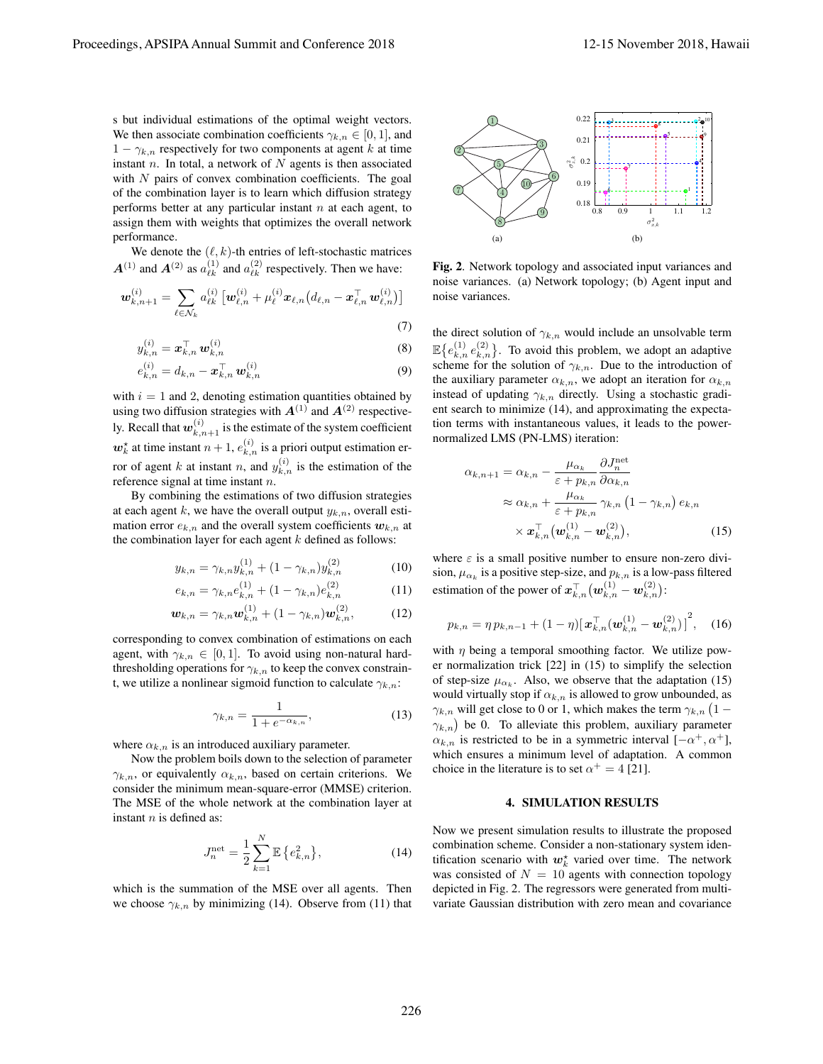s but individual estimations of the optimal weight vectors. We then associate combination coefficients $\gamma_{k,n} \in [0,1]$, and $1-\gamma_{k,n}$ respectively for two components at agent $k$ at time instant $n$. In total, a network of $N$ agents is then associated with $N$ pairs of convex combination coefficients. The goal of the combination layer is to learn which diffusion strategy performs better at any particular instant $n$ at each agent, to assign them with weights that optimizes the overall network performance.

We denote the $(\ell,k)$-th entries of left-stochastic matrices $\boldsymbol{A}^{(1)}$ and $\boldsymbol{A}^{(2)}$ as $a_{\ell k}^{(1)}$ and $a_{\ell k}^{(2)}$ respectively. Then we have:

$$\boldsymbol{w}_{k,n+1}^{(i)} = \sum_{\ell \in \mathcal{N}_k} a_{\ell k}^{(i)} \left[\boldsymbol{w}_{\ell,n}^{(i)} + \mu_\ell^{(i)} \boldsymbol{x}_{\ell,n} \big(d_{\ell,n} - \boldsymbol{x}_{\ell,n}^\top \boldsymbol{w}_{\ell,n}^{(i)}\big)\right] \tag{7}$$

$$y_{k,n}^{(i)} = \boldsymbol{x}_{k,n}^\top \boldsymbol{w}_{k,n}^{(i)} \tag{8}$$

$$e_{k,n}^{(i)} = d_{k,n} - \boldsymbol{x}_{k,n}^\top \boldsymbol{w}_{k,n}^{(i)} \tag{9}$$

with $i = 1$ and 2, denoting estimation quantities obtained by using two diffusion strategies with $\boldsymbol{A}^{(1)}$ and $\boldsymbol{A}^{(2)}$ respectively. Recall that $\boldsymbol{w}_{k,n+1}^{(i)}$ is the estimate of the system coefficient $\boldsymbol{w}_k^\star$ at time instant $n+1$, $e_{k,n}^{(i)}$ is a priori output estimation error of agent $k$ at instant $n$, and $y_{k,n}^{(i)}$ is the estimation of the reference signal at time instant $n$.

By combining the estimations of two diffusion strategies at each agent $k$, we have the overall output $y_{k,n}$, overall estimation error $e_{k,n}$ and the overall system coefficients $\boldsymbol{w}_{k,n}$ at the combination layer for each agent $k$ defined as follows:

$$y_{k,n} = \gamma_{k,n} y_{k,n}^{(1)} + (1-\gamma_{k,n}) y_{k,n}^{(2)} \tag{10}$$

$$e_{k,n} = \gamma_{k,n} e_{k,n}^{(1)} + (1-\gamma_{k,n}) e_{k,n}^{(2)} \tag{11}$$

$$\boldsymbol{w}_{k,n} = \gamma_{k,n} \boldsymbol{w}_{k,n}^{(1)} + (1-\gamma_{k,n}) \boldsymbol{w}_{k,n}^{(2)}, \tag{12}$$

corresponding to convex combination of estimations on each agent, with $\gamma_{k,n} \in [0,1]$. To avoid using non-natural hard-thresholding operations for $\gamma_{k,n}$ to keep the convex constraint, we utilize a nonlinear sigmoid function to calculate $\gamma_{k,n}$:

$$\gamma_{k,n} = \frac{1}{1+e^{-\alpha_{k,n}}}, \tag{13}$$

where $\alpha_{k,n}$ is an introduced auxiliary parameter.

Now the problem boils down to the selection of parameter $\gamma_{k,n}$, or equivalently $\alpha_{k,n}$, based on certain criterions. We consider the minimum mean-square-error (MMSE) criterion. The MSE of the whole network at the combination layer at instant $n$ is defined as:

$$J_n^{\text{net}} = \frac{1}{2} \sum_{k=1}^{N} \mathbb{E}\left\{e_{k,n}^2\right\}, \tag{14}$$

which is the summation of the MSE over all agents. Then we choose $\gamma_{k,n}$ by minimizing (14). Observe from (11) that the direct solution of $\gamma_{k,n}$ would include an unsolvable term $\mathbb{E}\{e_{k,n}^{(1)} e_{k,n}^{(2)}\}$. To avoid this problem, we adopt an adaptive scheme for the solution of $\gamma_{k,n}$. Due to the introduction of the auxiliary parameter $\alpha_{k,n}$, we adopt an iteration for $\alpha_{k,n}$ instead of updating $\gamma_{k,n}$ directly. Using a stochastic gradient search to minimize (14), and approximating the expectation terms with instantaneous values, it leads to the power-normalized LMS (PN-LMS) iteration:

$$\begin{aligned}
\alpha_{k,n+1} &= \alpha_{k,n} - \frac{\mu_{\alpha_k}}{\varepsilon + p_{k,n}} \frac{\partial J_n^{\text{net}}}{\partial \alpha_{k,n}} \\
&\approx \alpha_{k,n} + \frac{\mu_{\alpha_k}}{\varepsilon + p_{k,n}} \gamma_{k,n} \left(1-\gamma_{k,n}\right) e_{k,n} \\
&\quad \times \boldsymbol{x}_{k,n}^\top \big(\boldsymbol{w}_{k,n}^{(1)} - \boldsymbol{w}_{k,n}^{(2)}\big),
\end{aligned} \tag{15}$$

where $\varepsilon$ is a small positive number to ensure non-zero division, $\mu_{\alpha_k}$ is a positive step-size, and $p_{k,n}$ is a low-pass filtered estimation of the power of $\boldsymbol{x}_{k,n}^\top \big(\boldsymbol{w}_{k,n}^{(1)} - \boldsymbol{w}_{k,n}^{(2)}\big)$:

$$p_{k,n} = \eta\, p_{k,n-1} + (1-\eta) \big[\boldsymbol{x}_{k,n}^\top \big(\boldsymbol{w}_{k,n}^{(1)} - \boldsymbol{w}_{k,n}^{(2)}\big)\big]^2, \tag{16}$$

with $\eta$ being a temporal smoothing factor. We utilize power normalization trick [22] in (15) to simplify the selection of step-size $\mu_{\alpha_k}$. Also, we observe that the adaptation (15) would virtually stop if $\alpha_{k,n}$ is allowed to grow unbounded, as $\gamma_{k,n}$ will get close to 0 or 1, which makes the term $\gamma_{k,n}\left(1-\gamma_{k,n}\right)$ be 0. To alleviate this problem, auxiliary parameter $\alpha_{k,n}$ is restricted to be in a symmetric interval $[-\alpha^+, \alpha^+]$, which ensures a minimum level of adaptation. A common choice in the literature is to set $\alpha^+ = 4$ [21].

**Fig. 2**. Network topology and associated input variances and noise variances. (a) Network topology; (b) Agent input and noise variances.

## 4. SIMULATION RESULTS

Now we present simulation results to illustrate the proposed combination scheme. Consider a non-stationary system identification scenario with $\boldsymbol{w}_k^\star$ varied over time. The network was consisted of $N = 10$ agents with connection topology depicted in Fig. 2. The regressors were generated from multivariate Gaussian distribution with zero mean and covariance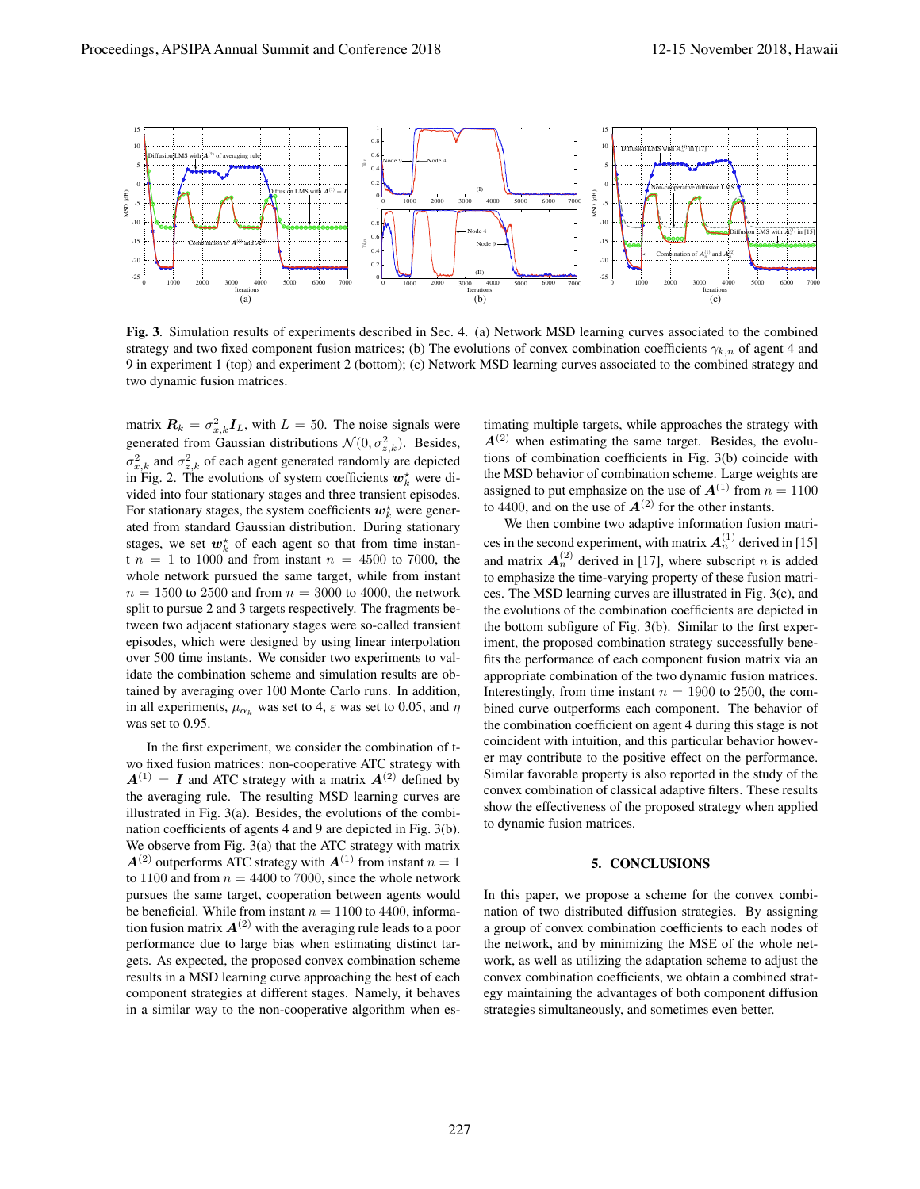**Fig. 3**. Simulation results of experiments described in Sec. 4. (a) Network MSD learning curves associated to the combined strategy and two fixed component fusion matrices; (b) The evolutions of convex combination coefficients $\gamma_{k,n}$ of agent 4 and 9 in experiment 1 (top) and experiment 2 (bottom); (c) Network MSD learning curves associated to the combined strategy and two dynamic fusion matrices.

matrix $\boldsymbol{R}_k = \sigma_{x,k}^2 \boldsymbol{I}_L$, with $L = 50$. The noise signals were generated from Gaussian distributions $\mathcal{N}(0, \sigma_{z,k}^2)$. Besides, $\sigma_{x,k}^2$ and $\sigma_{z,k}^2$ of each agent generated randomly are depicted in Fig. 2. The evolutions of system coefficients $\boldsymbol{w}_k^\star$ were divided into four stationary stages and three transient episodes. For stationary stages, the system coefficients $\boldsymbol{w}_k^\star$ were generated from standard Gaussian distribution. During stationary stages, we set $\boldsymbol{w}_k^\star$ of each agent so that from time instant $n = 1$ to $1000$ and from instant $n = 4500$ to $7000$, the whole network pursued the same target, while from instant $n = 1500$ to $2500$ and from $n = 3000$ to $4000$, the network split to pursue 2 and 3 targets respectively. The fragments between two adjacent stationary stages were so-called transient episodes, which were designed by using linear interpolation over 500 time instants. We consider two experiments to validate the combination scheme and simulation results are obtained by averaging over 100 Monte Carlo runs. In addition, in all experiments, $\mu_{\alpha_k}$ was set to 4, $\varepsilon$ was set to 0.05, and $\eta$ was set to 0.95.

In the first experiment, we consider the combination of two fixed fusion matrices: non-cooperative ATC strategy with $\boldsymbol{A}^{(1)} = \boldsymbol{I}$ and ATC strategy with a matrix $\boldsymbol{A}^{(2)}$ defined by the averaging rule. The resulting MSD learning curves are illustrated in Fig. 3(a). Besides, the evolutions of the combination coefficients of agents 4 and 9 are depicted in Fig. 3(b). We observe from Fig. 3(a) that the ATC strategy with matrix $\boldsymbol{A}^{(2)}$ outperforms ATC strategy with $\boldsymbol{A}^{(1)}$ from instant $n = 1$ to $1100$ and from $n = 4400$ to $7000$, since the whole network pursues the same target, cooperation between agents would be beneficial. While from instant $n = 1100$ to $4400$, information fusion matrix $\boldsymbol{A}^{(2)}$ with the averaging rule leads to a poor performance due to large bias when estimating distinct targets. As expected, the proposed convex combination scheme results in a MSD learning curve approaching the best of each component strategies at different stages. Namely, it behaves in a similar way to the non-cooperative algorithm when estimating multiple targets, while approaches the strategy with $\boldsymbol{A}^{(2)}$ when estimating the same target. Besides, the evolutions of combination coefficients in Fig. 3(b) coincide with the MSD behavior of combination scheme. Large weights are assigned to put emphasize on the use of $\boldsymbol{A}^{(1)}$ from $n = 1100$ to $4400$, and on the use of $\boldsymbol{A}^{(2)}$ for the other instants.

We then combine two adaptive information fusion matrices in the second experiment, with matrix $\boldsymbol{A}_n^{(1)}$ derived in [15] and matrix $\boldsymbol{A}_n^{(2)}$ derived in [17], where subscript $n$ is added to emphasize the time-varying property of these fusion matrices. The MSD learning curves are illustrated in Fig. 3(c), and the evolutions of the combination coefficients are depicted in the bottom subfigure of Fig. 3(b). Similar to the first experiment, the proposed combination strategy successfully benefits the performance of each component fusion matrix via an appropriate combination of the two dynamic fusion matrices. Interestingly, from time instant $n = 1900$ to $2500$, the combined curve outperforms each component. The behavior of the combination coefficient on agent 4 during this stage is not coincident with intuition, and this particular behavior however may contribute to the positive effect on the performance. Similar favorable property is also reported in the study of the convex combination of classical adaptive filters. These results show the effectiveness of the proposed strategy when applied to dynamic fusion matrices.

## 5. CONCLUSIONS

In this paper, we propose a scheme for the convex combination of two distributed diffusion strategies. By assigning a group of convex combination coefficients to each nodes of the network, and by minimizing the MSE of the whole network, as well as utilizing the adaptation scheme to adjust the convex combination coefficients, we obtain a combined strategy maintaining the advantages of both component diffusion strategies simultaneously, and sometimes even better.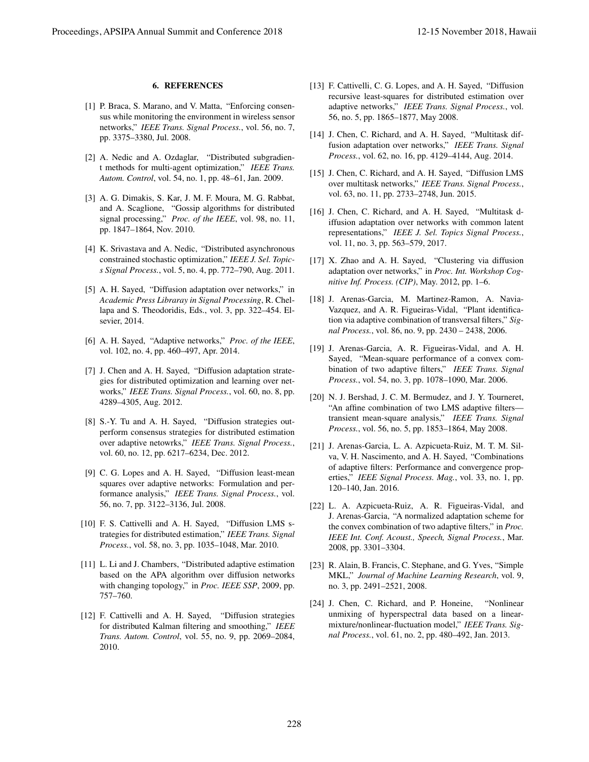## 6. REFERENCES

[1] P. Braca, S. Marano, and V. Matta, "Enforcing consensus while monitoring the environment in wireless sensor networks," *IEEE Trans. Signal Process.*, vol. 56, no. 7, pp. 3375–3380, Jul. 2008.

[2] A. Nedic and A. Ozdaglar, "Distributed subgradient methods for multi-agent optimization," *IEEE Trans. Autom. Control*, vol. 54, no. 1, pp. 48–61, Jan. 2009.

[3] A. G. Dimakis, S. Kar, J. M. F. Moura, M. G. Rabbat, and A. Scaglione, "Gossip algorithms for distributed signal processing," *Proc. of the IEEE*, vol. 98, no. 11, pp. 1847–1864, Nov. 2010.

[4] K. Srivastava and A. Nedic, "Distributed asynchronous constrained stochastic optimization," *IEEE J. Sel. Topics Signal Process.*, vol. 5, no. 4, pp. 772–790, Aug. 2011.

[5] A. H. Sayed, "Diffusion adaptation over networks," in *Academic Press Libraray in Signal Processing*, R. Chellapa and S. Theodoridis, Eds., vol. 3, pp. 322–454. Elsevier, 2014.

[6] A. H. Sayed, "Adaptive networks," *Proc. of the IEEE*, vol. 102, no. 4, pp. 460–497, Apr. 2014.

[7] J. Chen and A. H. Sayed, "Diffusion adaptation strategies for distributed optimization and learning over networks," *IEEE Trans. Signal Process.*, vol. 60, no. 8, pp. 4289–4305, Aug. 2012.

[8] S.-Y. Tu and A. H. Sayed, "Diffusion strategies outperform consensus strategies for distributed estimation over adaptive netowrks," *IEEE Trans. Signal Process.*, vol. 60, no. 12, pp. 6217–6234, Dec. 2012.

[9] C. G. Lopes and A. H. Sayed, "Diffusion least-mean squares over adaptive networks: Formulation and performance analysis," *IEEE Trans. Signal Process.*, vol. 56, no. 7, pp. 3122–3136, Jul. 2008.

[10] F. S. Cattivelli and A. H. Sayed, "Diffusion LMS strategies for distributed estimation," *IEEE Trans. Signal Process.*, vol. 58, no. 3, pp. 1035–1048, Mar. 2010.

[11] L. Li and J. Chambers, "Distributed adaptive estimation based on the APA algorithm over diffusion networks with changing topology," in *Proc. IEEE SSP*, 2009, pp. 757–760.

[12] F. Cattivelli and A. H. Sayed, "Diffusion strategies for distributed Kalman filtering and smoothing," *IEEE Trans. Autom. Control*, vol. 55, no. 9, pp. 2069–2084, 2010.

[13] F. Cattivelli, C. G. Lopes, and A. H. Sayed, "Diffusion recursive least-squares for distributed estimation over adaptive networks," *IEEE Trans. Signal Process.*, vol. 56, no. 5, pp. 1865–1877, May 2008.

[14] J. Chen, C. Richard, and A. H. Sayed, "Multitask diffusion adaptation over networks," *IEEE Trans. Signal Process.*, vol. 62, no. 16, pp. 4129–4144, Aug. 2014.

[15] J. Chen, C. Richard, and A. H. Sayed, "Diffusion LMS over multitask networks," *IEEE Trans. Signal Process.*, vol. 63, no. 11, pp. 2733–2748, Jun. 2015.

[16] J. Chen, C. Richard, and A. H. Sayed, "Multitask diffusion adaptation over networks with common latent representations," *IEEE J. Sel. Topics Signal Process.*, vol. 11, no. 3, pp. 563–579, 2017.

[17] X. Zhao and A. H. Sayed, "Clustering via diffusion adaptation over networks," in *Proc. Int. Workshop Cognitive Inf. Process. (CIP)*, May. 2012, pp. 1–6.

[18] J. Arenas-Garcia, M. Martinez-Ramon, A. Navia-Vazquez, and A. R. Figueiras-Vidal, "Plant identification via adaptive combination of transversal filters," *Signal Process.*, vol. 86, no. 9, pp. 2430 – 2438, 2006.

[19] J. Arenas-Garcia, A. R. Figueiras-Vidal, and A. H. Sayed, "Mean-square performance of a convex combination of two adaptive filters," *IEEE Trans. Signal Process.*, vol. 54, no. 3, pp. 1078–1090, Mar. 2006.

[20] N. J. Bershad, J. C. M. Bermudez, and J. Y. Tourneret, "An affine combination of two LMS adaptive filters—transient mean-square analysis," *IEEE Trans. Signal Process.*, vol. 56, no. 5, pp. 1853–1864, May 2008.

[21] J. Arenas-Garcia, L. A. Azpicueta-Ruiz, M. T. M. Silva, V. H. Nascimento, and A. H. Sayed, "Combinations of adaptive filters: Performance and convergence properties," *IEEE Signal Process. Mag.*, vol. 33, no. 1, pp. 120–140, Jan. 2016.

[22] L. A. Azpicueta-Ruiz, A. R. Figueiras-Vidal, and J. Arenas-Garcia, "A normalized adaptation scheme for the convex combination of two adaptive filters," in *Proc. IEEE Int. Conf. Acoust., Speech, Signal Process.*, Mar. 2008, pp. 3301–3304.

[23] R. Alain, B. Francis, C. Stephane, and G. Yves, "Simple MKL," *Journal of Machine Learning Research*, vol. 9, no. 3, pp. 2491–2521, 2008.

[24] J. Chen, C. Richard, and P. Honeine, "Nonlinear unmixing of hyperspectral data based on a linear-mixture/nonlinear-fluctuation model," *IEEE Trans. Signal Process.*, vol. 61, no. 2, pp. 480–492, Jan. 2013.